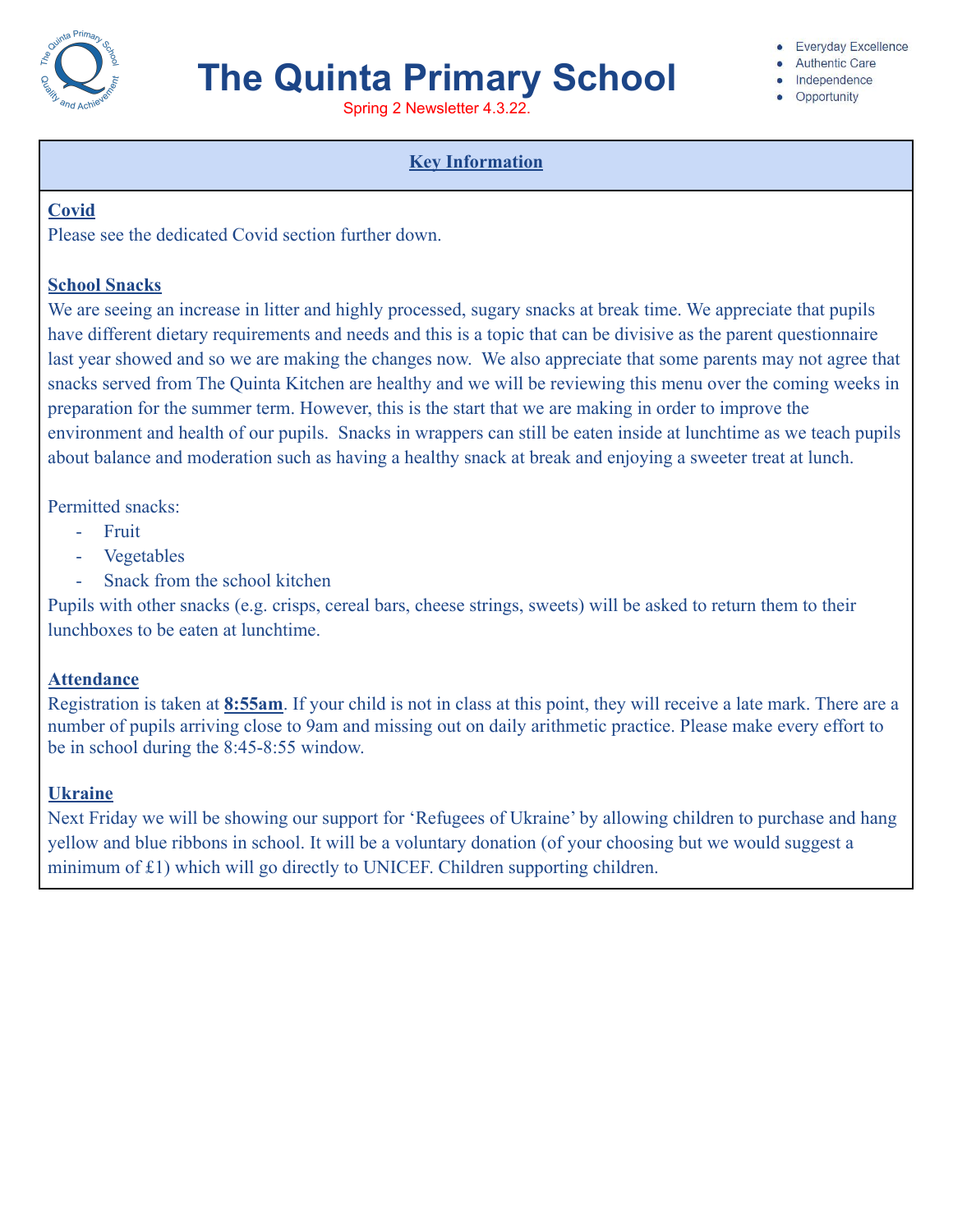# The Quinta Primary School

Spring 2 Newsletter 4.3.22.

- Everyday Excellence
- Authentic Care
- Independence
- Opportunity

## Key Information

### Covid

Please see the dedicated Covid section further down.

### School Snacks

We are seeing an increase in litter and highly processed, sugary snacks at break time. We appreciate that pupils have different dietary requirements and needs and this is a topic that can be divisive as the parent questionnaire last year showed and so we are making the changes now. We also appreciate that some parents may not agree that snacks served from The Quinta Kitchen are healthy and we will be reviewing this menu over the coming weeks in preparation for the summer term. However, this is the start that we are making in order to improve the environment and health of our pupils. Snacks in wrappers can still be eaten inside at lunchtime as we teach pupils about balance and moderation such as having a healthy snack at break and enjoying a sweeter treat at lunch.

Permitted snacks:

- Fruit
- Vegetables
- Snack from the school kitchen

Pupils with other snacks (e.g. crisps, cereal bars, cheese strings, sweets) will be asked to return them to their lunchboxes to be eaten at lunchtime.

### Attendance

Registration is taken at **8:55am**. If your child is not in class at this point, they will receive a late mark. There are a number of pupils arriving close to 9am and missing out on daily arithmetic practice. Please make every effort to be in school during the 8:45-8:55 window.

### Ukraine

Next Friday we will be showing our support for 'Refugees of Ukraine' by allowing children to purchase and hang yellow and blue ribbons in school. It will be a voluntary donation (of your choosing but we would suggest a minimum of £1) which will go directly to UNICEF. Children supporting children.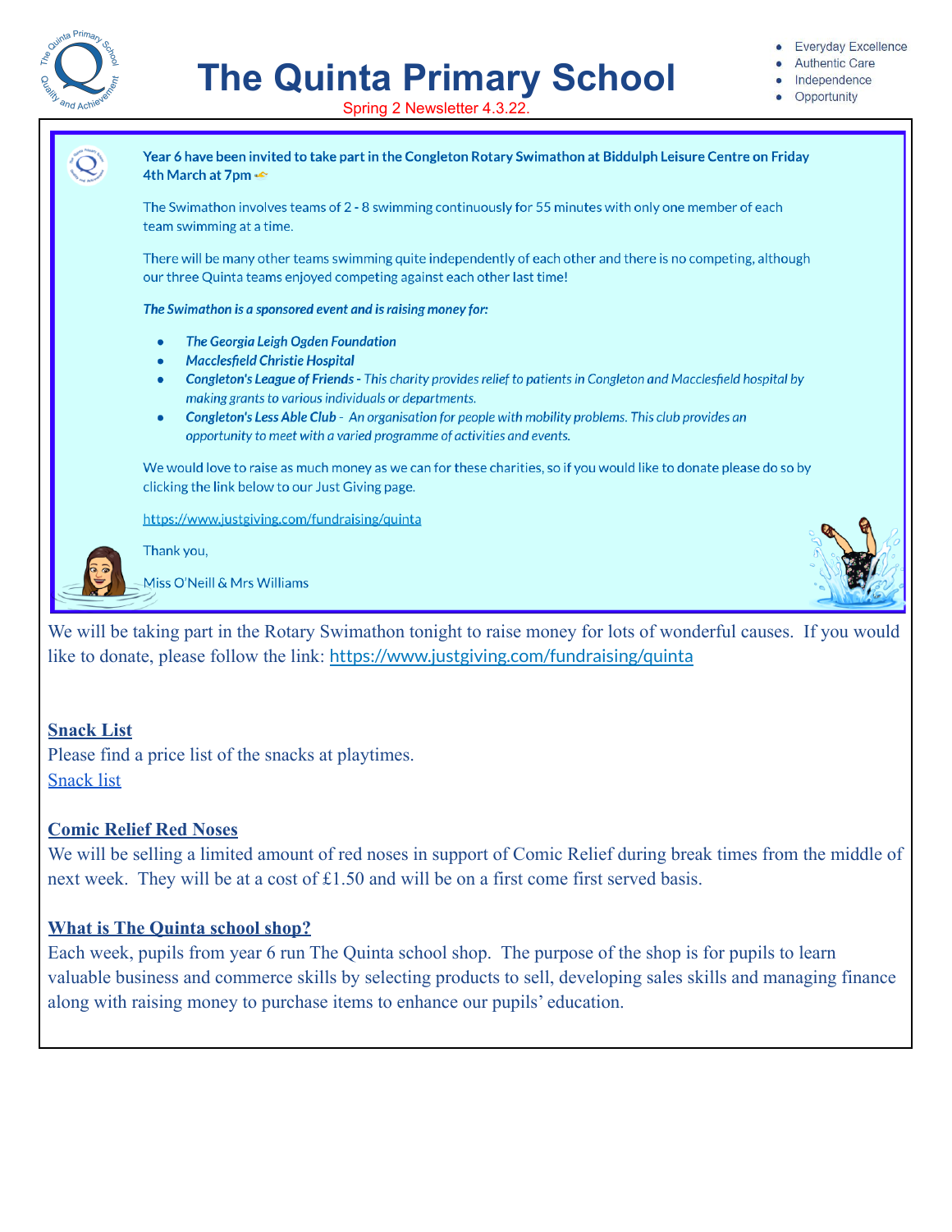# The Quinta Primary School

Spring 2 Newsletter 4.3.22.

- Everyday Excellence
- Authentic Care
- Independence
- Opportunity

**Year 6 have been invited to take part in the Congleton Rotary Swimathon at Biddulph Leisure Centre on Friday 4th March at 7pm**

The Swimathon involves teams of 2 - 8 swimming continuously for 55 minutes with only one member of each team swimming at a time.

There will be many other teams swimming quite independently of each other and there is no competing, although our three Quinta teams enjoyed competing against each other last time!

***The Swimathon is a sponsored event and is raising money for:***

- ***The Georgia Leigh Ogden Foundation***
- ***Macclesfield Christie Hospital***
- ***Congleton's League of Friends*** *- This charity provides relief to patients in Congleton and Macclesfield hospital by making grants to various individuals or departments.*
- ***Congleton's Less Able Club*** *- An organisation for people with mobility problems. This club provides an opportunity to meet with a varied programme of activities and events.*

We would love to raise as much money as we can for these charities, so if you would like to donate please do so by clicking the link below to our Just Giving page.

https://www.justgiving.com/fundraising/quinta

Thank you,

Miss O'Neill & Mrs Williams

We will be taking part in the Rotary Swimathon tonight to raise money for lots of wonderful causes. If you would like to donate, please follow the link: https://www.justgiving.com/fundraising/quinta

## Snack List

Please find a price list of the snacks at playtimes.
Snack list

## Comic Relief Red Noses

We will be selling a limited amount of red noses in support of Comic Relief during break times from the middle of next week. They will be at a cost of £1.50 and will be on a first come first served basis.

## What is The Quinta school shop?

Each week, pupils from year 6 run The Quinta school shop. The purpose of the shop is for pupils to learn valuable business and commerce skills by selecting products to sell, developing sales skills and managing finance along with raising money to purchase items to enhance our pupils' education.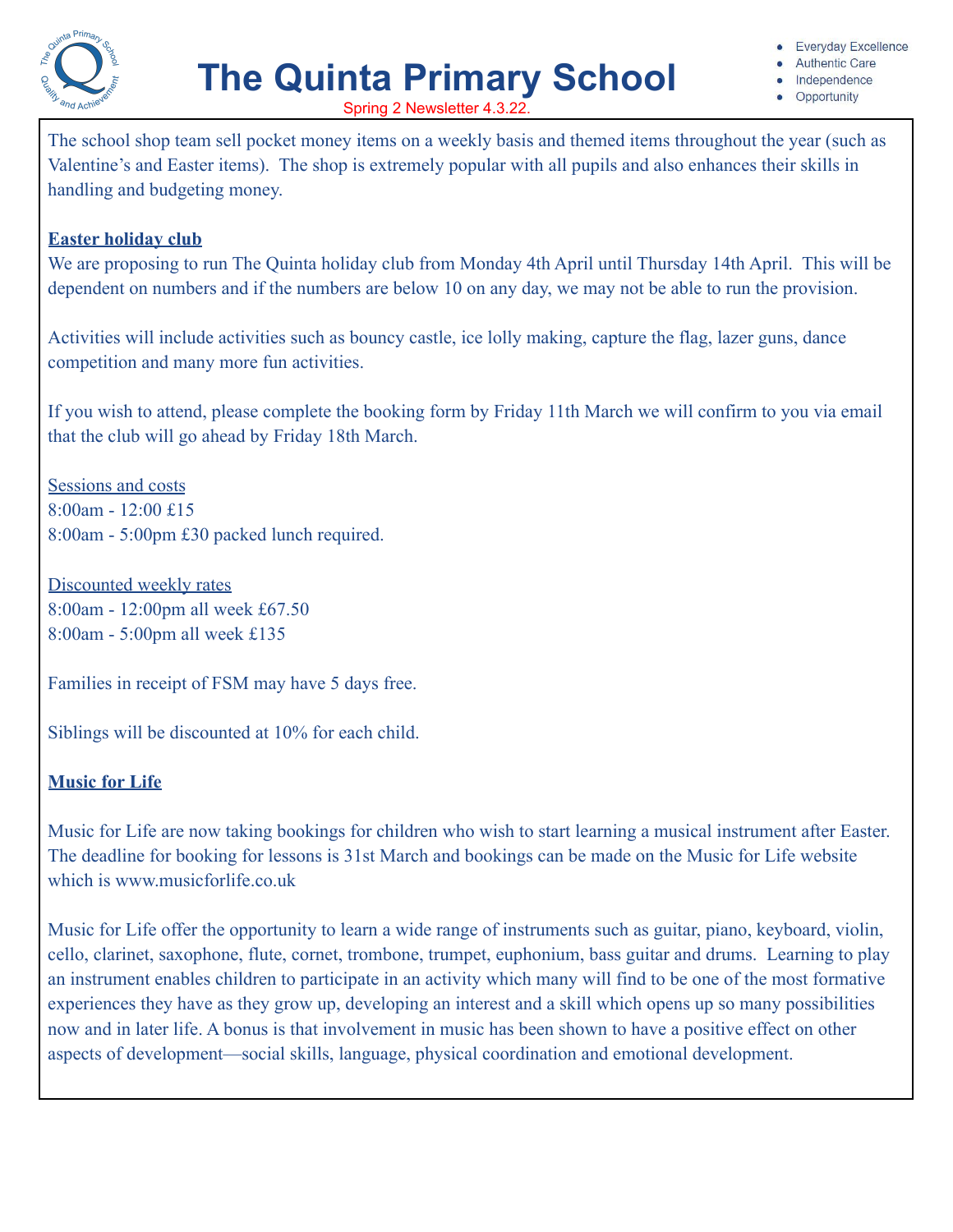The school shop team sell pocket money items on a weekly basis and themed items throughout the year (such as Valentine's and Easter items). The shop is extremely popular with all pupils and also enhances their skills in handling and budgeting money.

**Easter holiday club**

We are proposing to run The Quinta holiday club from Monday 4th April until Thursday 14th April. This will be dependent on numbers and if the numbers are below 10 on any day, we may not be able to run the provision.

Activities will include activities such as bouncy castle, ice lolly making, capture the flag, lazer guns, dance competition and many more fun activities.

If you wish to attend, please complete the booking form by Friday 11th March we will confirm to you via email that the club will go ahead by Friday 18th March.

Sessions and costs
8:00am - 12:00 £15
8:00am - 5:00pm £30 packed lunch required.

Discounted weekly rates
8:00am - 12:00pm all week £67.50
8:00am - 5:00pm all week £135

Families in receipt of FSM may have 5 days free.

Siblings will be discounted at 10% for each child.

**Music for Life**

Music for Life are now taking bookings for children who wish to start learning a musical instrument after Easter. The deadline for booking for lessons is 31st March and bookings can be made on the Music for Life website which is www.musicforlife.co.uk

Music for Life offer the opportunity to learn a wide range of instruments such as guitar, piano, keyboard, violin, cello, clarinet, saxophone, flute, cornet, trombone, trumpet, euphonium, bass guitar and drums. Learning to play an instrument enables children to participate in an activity which many will find to be one of the most formative experiences they have as they grow up, developing an interest and a skill which opens up so many possibilities now and in later life. A bonus is that involvement in music has been shown to have a positive effect on other aspects of development—social skills, language, physical coordination and emotional development.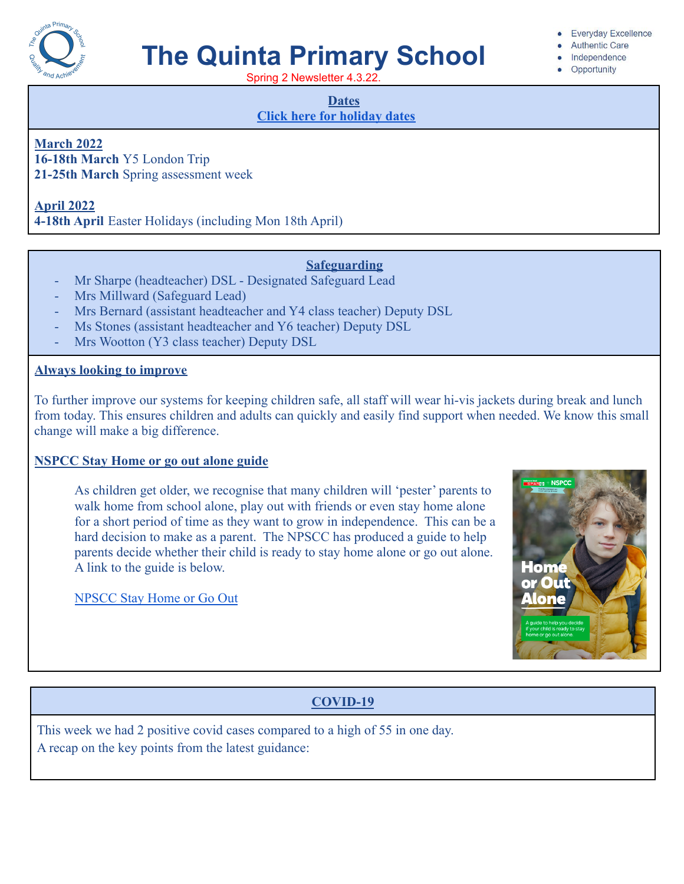# The Quinta Primary School

Spring 2 Newsletter 4.3.22.

- Everyday Excellence
- Authentic Care
- Independence
- Opportunity

## Dates

**Click here for holiday dates**

**March 2022**

**16-18th March** Y5 London Trip

**21-25th March** Spring assessment week

**April 2022**

**4-18th April** Easter Holidays (including Mon 18th April)

## Safeguarding

- Mr Sharpe (headteacher) DSL - Designated Safeguard Lead
- Mrs Millward (Safeguard Lead)
- Mrs Bernard (assistant headteacher and Y4 class teacher) Deputy DSL
- Ms Stones (assistant headteacher and Y6 teacher) Deputy DSL
- Mrs Wootton (Y3 class teacher) Deputy DSL

### Always looking to improve

To further improve our systems for keeping children safe, all staff will wear hi-vis jackets during break and lunch from today. This ensures children and adults can quickly and easily find support when needed. We know this small change will make a big difference.

### NSPCC Stay Home or go out alone guide

As children get older, we recognise that many children will 'pester' parents to walk home from school alone, play out with friends or even stay home alone for a short period of time as they want to grow in independence. This can be a hard decision to make as a parent. The NPSCC has produced a guide to help parents decide whether their child is ready to stay home alone or go out alone. A link to the guide is below.

NPSCC Stay Home or Go Out

## COVID-19

This week we had 2 positive covid cases compared to a high of 55 in one day.

A recap on the key points from the latest guidance: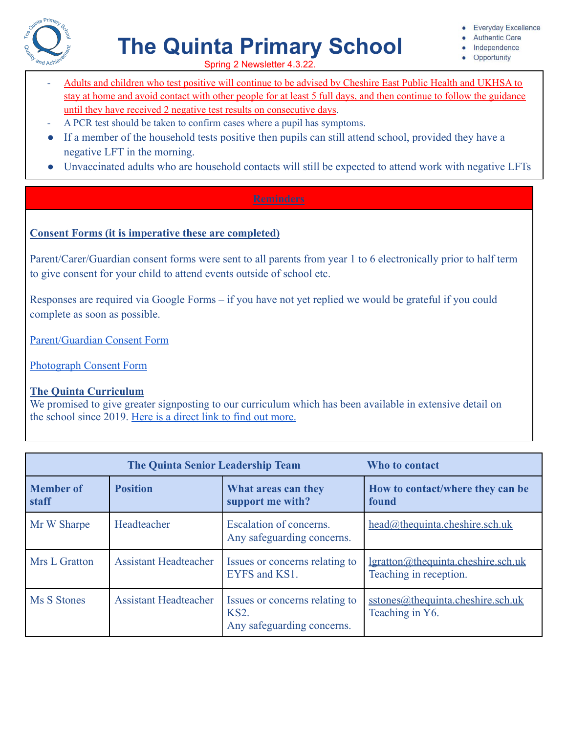# The Quinta Primary School

Spring 2 Newsletter 4.3.22.

- Everyday Excellence
- Authentic Care
- Independence
- Opportunity

- Adults and children who test positive will continue to be advised by Cheshire East Public Health and UKHSA to stay at home and avoid contact with other people for at least 5 full days, and then continue to follow the guidance until they have received 2 negative test results on consecutive days.
- A PCR test should be taken to confirm cases where a pupil has symptoms.
- If a member of the household tests positive then pupils can still attend school, provided they have a negative LFT in the morning.
- Unvaccinated adults who are household contacts will still be expected to attend work with negative LFTs

## Reminders

### Consent Forms (it is imperative these are completed)

Parent/Carer/Guardian consent forms were sent to all parents from year 1 to 6 electronically prior to half term to give consent for your child to attend events outside of school etc.

Responses are required via Google Forms – if you have not yet replied we would be grateful if you could complete as soon as possible.

Parent/Guardian Consent Form

Photograph Consent Form

### The Quinta Curriculum

We promised to give greater signposting to our curriculum which has been available in extensive detail on the school since 2019. Here is a direct link to find out more.

| The Quinta Senior Leadership Team | | Who to contact | |
|---|---|---|---|
| **Member of staff** | **Position** | **What areas can they support me with?** | **How to contact/where they can be found** |
| Mr W Sharpe | Headteacher | Escalation of concerns. Any safeguarding concerns. | head@thequinta.cheshire.sch.uk |
| Mrs L Gratton | Assistant Headteacher | Issues or concerns relating to EYFS and KS1. | lgratton@thequinta.cheshire.sch.uk Teaching in reception. |
| Ms S Stones | Assistant Headteacher | Issues or concerns relating to KS2. Any safeguarding concerns. | sstones@thequinta.cheshire.sch.uk Teaching in Y6. |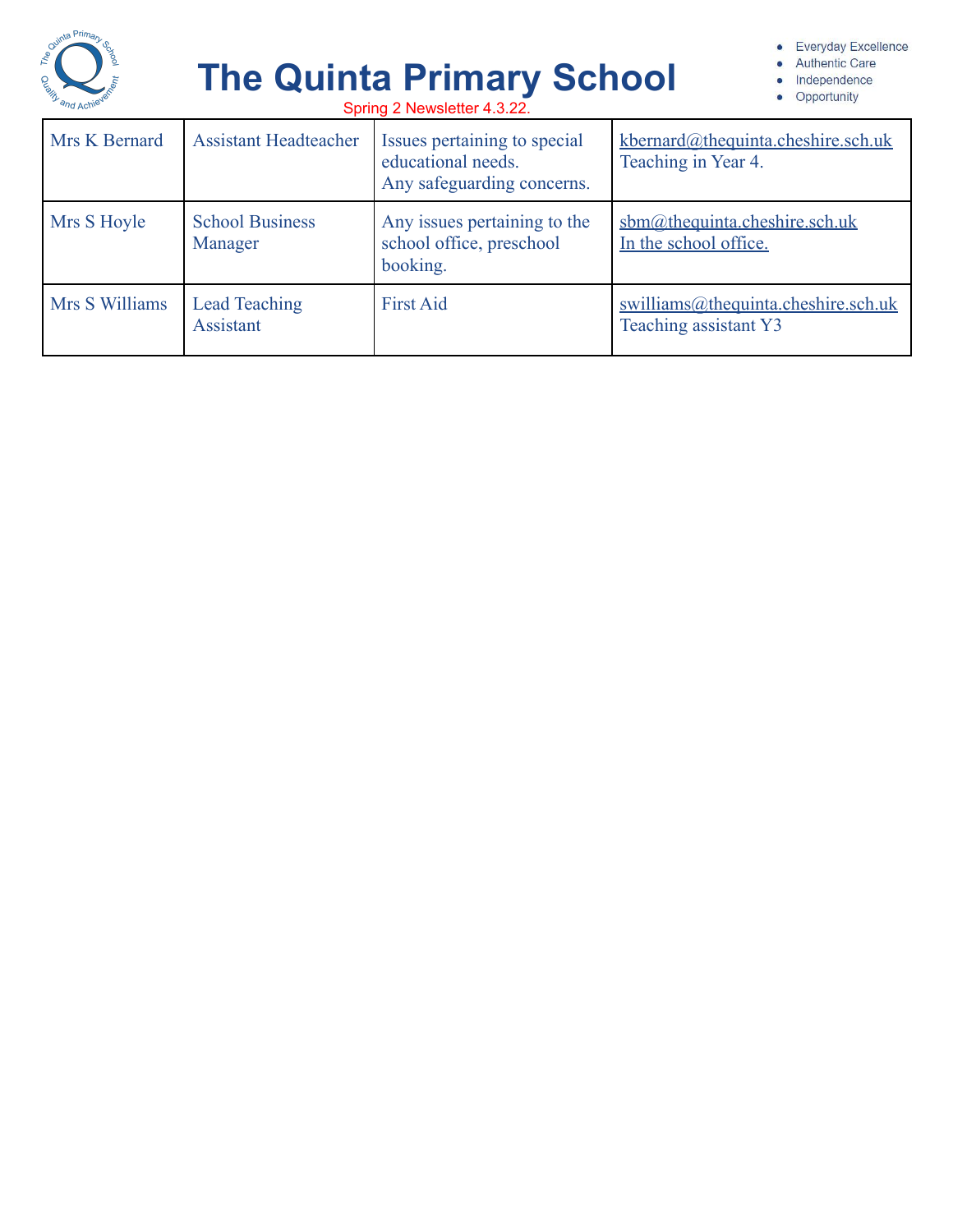# The Quinta Primary School

Spring 2 Newsletter 4.3.22.

- Everyday Excellence
- Authentic Care
- Independence
- Opportunity

| | | | |
|---|---|---|---|
| Mrs K Bernard | Assistant Headteacher | Issues pertaining to special educational needs.<br>Any safeguarding concerns. | kbernard@thequinta.cheshire.sch.uk<br>Teaching in Year 4. |
| Mrs S Hoyle | School Business Manager | Any issues pertaining to the school office, preschool booking. | sbm@thequinta.cheshire.sch.uk<br>In the school office. |
| Mrs S Williams | Lead Teaching Assistant | First Aid | swilliams@thequinta.cheshire.sch.uk<br>Teaching assistant Y3 |